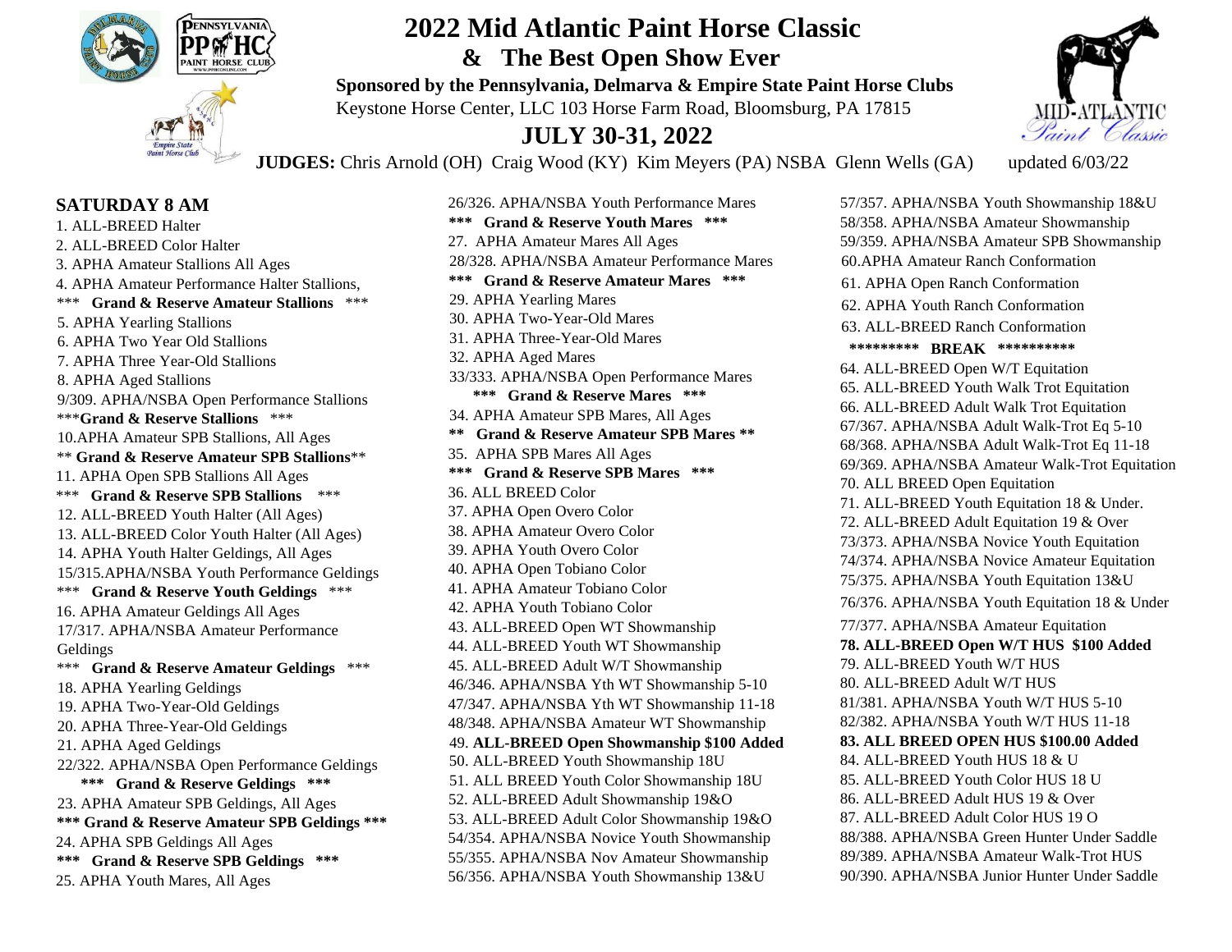# 2022 Mid Atlantic Paint Horse Classic

## & The Best Open Show Ever

**Sponsored by the Pennsylvania, Delmarva & Empire State Paint Horse Clubs**

Keystone Horse Center, LLC 103 Horse Farm Road, Bloomsburg, PA 17815

## JULY 30-31, 2022

**JUDGES:** Chris Arnold (OH) Craig Wood (KY) Kim Meyers (PA) NSBA Glenn Wells (GA) updated 6/03/22

### SATURDAY 8 AM

1. ALL-BREED Halter
2. ALL-BREED Color Halter
3. APHA Amateur Stallions All Ages
4. APHA Amateur Performance Halter Stallions,

*** **Grand & Reserve Amateur Stallions** ***

5. APHA Yearling Stallions
6. APHA Two Year Old Stallions
7. APHA Three Year-Old Stallions
8. APHA Aged Stallions

9/309. APHA/NSBA Open Performance Stallions

***Grand & Reserve Stallions*** ***

10.APHA Amateur SPB Stallions, All Ages

** **Grand & Reserve Amateur SPB Stallions****

11. APHA Open SPB Stallions All Ages

*** **Grand & Reserve SPB Stallions** ***

12. ALL-BREED Youth Halter (All Ages)
13. ALL-BREED Color Youth Halter (All Ages)
14. APHA Youth Halter Geldings, All Ages

15/315.APHA/NSBA Youth Performance Geldings

*** **Grand & Reserve Youth Geldings** ***

16. APHA Amateur Geldings All Ages

17/317. APHA/NSBA Amateur Performance Geldings

*** **Grand & Reserve Amateur Geldings** ***

18. APHA Yearling Geldings
19. APHA Two-Year-Old Geldings
20. APHA Three-Year-Old Geldings
21. APHA Aged Geldings

22/322. APHA/NSBA Open Performance Geldings

**\*** Grand & Reserve Geldings *****

23. APHA Amateur SPB Geldings, All Ages

**\*** Grand & Reserve Amateur SPB Geldings *****

24. APHA SPB Geldings All Ages

**\*** Grand & Reserve SPB Geldings *****

25. APHA Youth Mares, All Ages

26/326. APHA/NSBA Youth Performance Mares

**\*** Grand & Reserve Youth Mares *****

27. APHA Amateur Mares All Ages

28/328. APHA/NSBA Amateur Performance Mares

**\*** Grand & Reserve Amateur Mares *****

29. APHA Yearling Mares
30. APHA Two-Year-Old Mares
31. APHA Three-Year-Old Mares
32. APHA Aged Mares

33/333. APHA/NSBA Open Performance Mares

**\*** Grand & Reserve Mares *****

34. APHA Amateur SPB Mares, All Ages

**** Grand & Reserve Amateur SPB Mares ****

35. APHA SPB Mares All Ages

**\*** Grand & Reserve SPB Mares *****

36. ALL BREED Color
37. APHA Open Overo Color
38. APHA Amateur Overo Color
39. APHA Youth Overo Color
40. APHA Open Tobiano Color
41. APHA Amateur Tobiano Color
42. APHA Youth Tobiano Color
43. ALL-BREED Open WT Showmanship
44. ALL-BREED Youth WT Showmanship
45. ALL-BREED Adult W/T Showmanship

46/346. APHA/NSBA Yth WT Showmanship 5-10

47/347. APHA/NSBA Yth WT Showmanship 11-18

48/348. APHA/NSBA Amateur WT Showmanship

49. **ALL-BREED Open Showmanship $100 Added**
50. ALL-BREED Youth Showmanship 18U
51. ALL BREED Youth Color Showmanship 18U
52. ALL-BREED Adult Showmanship 19&O
53. ALL-BREED Adult Color Showmanship 19&O

54/354. APHA/NSBA Novice Youth Showmanship

55/355. APHA/NSBA Nov Amateur Showmanship

56/356. APHA/NSBA Youth Showmanship 13&U

57/357. APHA/NSBA Youth Showmanship 18&U

58/358. APHA/NSBA Amateur Showmanship

59/359. APHA/NSBA Amateur SPB Showmanship

60. APHA Amateur Ranch Conformation
61. APHA Open Ranch Conformation
62. APHA Youth Ranch Conformation
63. ALL-BREED Ranch Conformation

**\*\*\*\*\*\*\*\*\* BREAK \*\*\*\*\*\*\*\*\*\***

64. ALL-BREED Open W/T Equitation
65. ALL-BREED Youth Walk Trot Equitation
66. ALL-BREED Adult Walk Trot Equitation

67/367. APHA/NSBA Adult Walk-Trot Eq 5-10

68/368. APHA/NSBA Adult Walk-Trot Eq 11-18

69/369. APHA/NSBA Amateur Walk-Trot Equitation

70. ALL BREED Open Equitation
71. ALL-BREED Youth Equitation 18 & Under.
72. ALL-BREED Adult Equitation 19 & Over

73/373. APHA/NSBA Novice Youth Equitation

74/374. APHA/NSBA Novice Amateur Equitation

75/375. APHA/NSBA Youth Equitation 13&U

76/376. APHA/NSBA Youth Equitation 18 & Under

77/377. APHA/NSBA Amateur Equitation

78. **ALL-BREED Open W/T HUS $100 Added**
79. ALL-BREED Youth W/T HUS
80. ALL-BREED Adult W/T HUS

81/381. APHA/NSBA Youth W/T HUS 5-10

82/382. APHA/NSBA Youth W/T HUS 11-18

83. **ALL BREED OPEN HUS $100.00 Added**
84. ALL-BREED Youth HUS 18 & U
85. ALL-BREED Youth Color HUS 18 U
86. ALL-BREED Adult HUS 19 & Over
87. ALL-BREED Adult Color HUS 19 O

88/388. APHA/NSBA Green Hunter Under Saddle

89/389. APHA/NSBA Amateur Walk-Trot HUS

90/390. APHA/NSBA Junior Hunter Under Saddle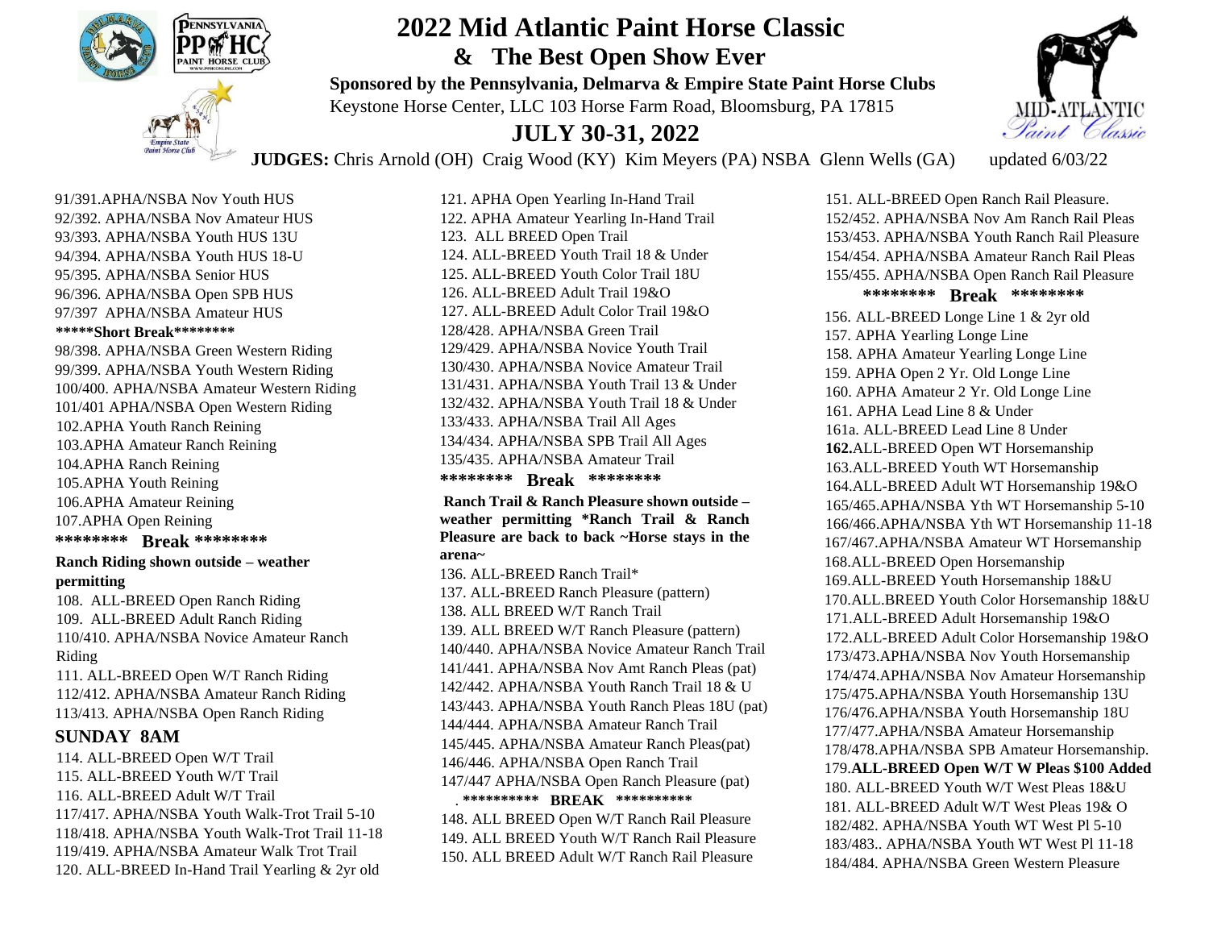# 2022 Mid Atlantic Paint Horse Classic

## & The Best Open Show Ever

**Sponsored by the Pennsylvania, Delmarva & Empire State Paint Horse Clubs**

Keystone Horse Center, LLC 103 Horse Farm Road, Bloomsburg, PA 17815

## JULY 30-31, 2022

**JUDGES:** Chris Arnold (OH) Craig Wood (KY) Kim Meyers (PA) NSBA Glenn Wells (GA) updated 6/03/22

91/391.APHA/NSBA Nov Youth HUS
92/392. APHA/NSBA Nov Amateur HUS
93/393. APHA/NSBA Youth HUS 13U
94/394. APHA/NSBA Youth HUS 18-U
95/395. APHA/NSBA Senior HUS
96/396. APHA/NSBA Open SPB HUS
97/397 APHA/NSBA Amateur HUS

**\*\*\*\*\*Short Break\*\*\*\*\*\*\*\***

98/398. APHA/NSBA Green Western Riding
99/399. APHA/NSBA Youth Western Riding
100/400. APHA/NSBA Amateur Western Riding
101/401 APHA/NSBA Open Western Riding
102.APHA Youth Ranch Reining
103.APHA Amateur Ranch Reining
104.APHA Ranch Reining
105.APHA Youth Reining
106.APHA Amateur Reining
107.APHA Open Reining

**\*\*\*\*\*\*\*\* Break \*\*\*\*\*\*\*\***

**Ranch Riding shown outside – weather permitting**

108. ALL-BREED Open Ranch Riding
109. ALL-BREED Adult Ranch Riding
110/410. APHA/NSBA Novice Amateur Ranch Riding
111. ALL-BREED Open W/T Ranch Riding
112/412. APHA/NSBA Amateur Ranch Riding
113/413. APHA/NSBA Open Ranch Riding

## SUNDAY 8AM

114. ALL-BREED Open W/T Trail
115. ALL-BREED Youth W/T Trail
116. ALL-BREED Adult W/T Trail
117/417. APHA/NSBA Youth Walk-Trot Trail 5-10
118/418. APHA/NSBA Youth Walk-Trot Trail 11-18
119/419. APHA/NSBA Amateur Walk Trot Trail
120. ALL-BREED In-Hand Trail Yearling & 2yr old
121. APHA Open Yearling In-Hand Trail
122. APHA Amateur Yearling In-Hand Trail
123. ALL BREED Open Trail
124. ALL-BREED Youth Trail 18 & Under
125. ALL-BREED Youth Color Trail 18U
126. ALL-BREED Adult Trail 19&O
127. ALL-BREED Adult Color Trail 19&O
128/428. APHA/NSBA Green Trail
129/429. APHA/NSBA Novice Youth Trail
130/430. APHA/NSBA Novice Amateur Trail
131/431. APHA/NSBA Youth Trail 13 & Under
132/432. APHA/NSBA Youth Trail 18 & Under
133/433. APHA/NSBA Trail All Ages
134/434. APHA/NSBA SPB Trail All Ages
135/435. APHA/NSBA Amateur Trail

**\*\*\*\*\*\*\*\* Break \*\*\*\*\*\*\*\***

**Ranch Trail & Ranch Pleasure shown outside – weather permitting \*Ranch Trail & Ranch Pleasure are back to back ~Horse stays in the arena~**

136. ALL-BREED Ranch Trail*
137. ALL-BREED Ranch Pleasure (pattern)
138. ALL BREED W/T Ranch Trail
139. ALL BREED W/T Ranch Pleasure (pattern)
140/440. APHA/NSBA Novice Amateur Ranch Trail
141/441. APHA/NSBA Nov Amt Ranch Pleas (pat)
142/442. APHA/NSBA Youth Ranch Trail 18 & U
143/443. APHA/NSBA Youth Ranch Pleas 18U (pat)
144/444. APHA/NSBA Amateur Ranch Trail
145/445. APHA/NSBA Amateur Ranch Pleas(pat)
146/446. APHA/NSBA Open Ranch Trail
147/447 APHA/NSBA Open Ranch Pleasure (pat)

. **\*\*\*\*\*\*\*\*\*\* BREAK \*\*\*\*\*\*\*\*\*\***

148. ALL BREED Open W/T Ranch Rail Pleasure
149. ALL BREED Youth W/T Ranch Rail Pleasure
150. ALL BREED Adult W/T Ranch Rail Pleasure
151. ALL-BREED Open Ranch Rail Pleasure.
152/452. APHA/NSBA Nov Am Ranch Rail Pleas
153/453. APHA/NSBA Youth Ranch Rail Pleasure
154/454. APHA/NSBA Amateur Ranch Rail Pleas
155/455. APHA/NSBA Open Ranch Rail Pleasure

**\*\*\*\*\*\*\*\* Break \*\*\*\*\*\*\*\***

156. ALL-BREED Longe Line 1 & 2yr old
157. APHA Yearling Longe Line
158. APHA Amateur Yearling Longe Line
159. APHA Open 2 Yr. Old Longe Line
160. APHA Amateur 2 Yr. Old Longe Line
161. APHA Lead Line 8 & Under
161a. ALL-BREED Lead Line 8 Under
**162.**ALL-BREED Open WT Horsemanship
163.ALL-BREED Youth WT Horsemanship
164.ALL-BREED Adult WT Horsemanship 19&O
165/465.APHA/NSBA Yth WT Horsemanship 5-10
166/466.APHA/NSBA Yth WT Horsemanship 11-18
167/467.APHA/NSBA Amateur WT Horsemanship
168.ALL-BREED Open Horsemanship
169.ALL-BREED Youth Horsemanship 18&U
170.ALL.BREED Youth Color Horsemanship 18&U
171.ALL-BREED Adult Horsemanship 19&O
172.ALL-BREED Adult Color Horsemanship 19&O
173/473.APHA/NSBA Nov Youth Horsemanship
174/474.APHA/NSBA Nov Amateur Horsemanship
175/475.APHA/NSBA Youth Horsemanship 13U
176/476.APHA/NSBA Youth Horsemanship 18U
177/477.APHA/NSBA Amateur Horsemanship
178/478.APHA/NSBA SPB Amateur Horsemanship.
179.**ALL-BREED Open W/T W Pleas $100 Added**
180. ALL-BREED Youth W/T West Pleas 18&U
181. ALL-BREED Adult W/T West Pleas 19& O
182/482. APHA/NSBA Youth WT West Pl 5-10
183/483.. APHA/NSBA Youth WT West Pl 11-18
184/484. APHA/NSBA Green Western Pleasure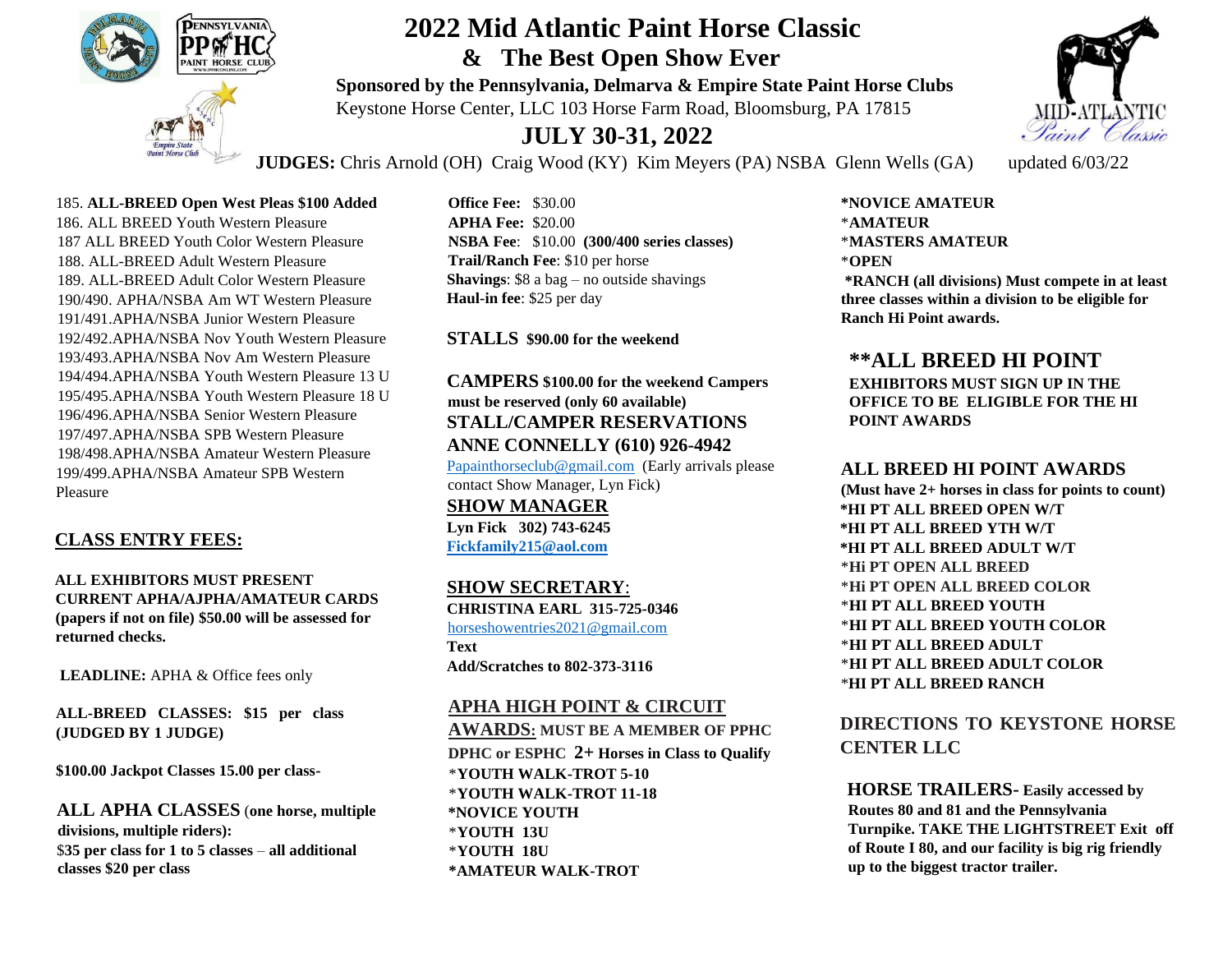# 2022 Mid Atlantic Paint Horse Classic

## & The Best Open Show Ever

**Sponsored by the Pennsylvania, Delmarva & Empire State Paint Horse Clubs**

Keystone Horse Center, LLC 103 Horse Farm Road, Bloomsburg, PA 17815

## JULY 30-31, 2022

**JUDGES:** Chris Arnold (OH) Craig Wood (KY) Kim Meyers (PA) NSBA Glenn Wells (GA) updated 6/03/22

185. **ALL-BREED Open West Pleas $100 Added**
186. ALL BREED Youth Western Pleasure
187 ALL BREED Youth Color Western Pleasure
188. ALL-BREED Adult Western Pleasure
189. ALL-BREED Adult Color Western Pleasure
190/490. APHA/NSBA Am WT Western Pleasure
191/491.APHA/NSBA Junior Western Pleasure
192/492.APHA/NSBA Nov Youth Western Pleasure
193/493.APHA/NSBA Nov Am Western Pleasure
194/494.APHA/NSBA Youth Western Pleasure 13 U
195/495.APHA/NSBA Youth Western Pleasure 18 U
196/496.APHA/NSBA Senior Western Pleasure
197/497.APHA/NSBA SPB Western Pleasure
198/498.APHA/NSBA Amateur Western Pleasure
199/499.APHA/NSBA Amateur SPB Western Pleasure

## CLASS ENTRY FEES:

**ALL EXHIBITORS MUST PRESENT CURRENT APHA/AJPHA/AMATEUR CARDS (papers if not on file) $50.00 will be assessed for returned checks.**

**LEADLINE:** APHA & Office fees only

**ALL-BREED CLASSES: $15 per class (JUDGED BY 1 JUDGE)**

**$100.00 Jackpot Classes 15.00 per class-**

**ALL APHA CLASSES (one horse, multiple divisions, multiple riders):**
$**35 per class for 1 to 5 classes – all additional classes $20 per class**

**Office Fee:** $30.00
**APHA Fee:** $20.00
**NSBA Fee**: $10.00 **(300/400 series classes)**
**Trail/Ranch Fee**: $10 per horse
**Shavings**: $8 a bag – no outside shavings
**Haul-in fee**: $25 per day

**STALLS $90.00 for the weekend**

**CAMPERS $100.00 for the weekend Campers must be reserved (only 60 available)**

**STALL/CAMPER RESERVATIONS**
**ANNE CONNELLY (610) 926-4942**
Papainthorseclub@gmail.com (Early arrivals please contact Show Manager, Lyn Fick)

## SHOW MANAGER
**Lyn Fick 302) 743-6245**
**Fickfamily215@aol.com**

## SHOW SECRETARY:
**CHRISTINA EARL 315-725-0346**
horseshowentries2021@gmail.com
**Text**
**Add/Scratches to 802-373-3116**

## APHA HIGH POINT & CIRCUIT AWARDS: MUST BE A MEMBER OF PPHC DPHC or ESPHC 2+ Horses in Class to Qualify

*YOUTH WALK-TROT 5-10
*YOUTH WALK-TROT 11-18
*NOVICE YOUTH
*YOUTH 13U
*YOUTH 18U
*AMATEUR WALK-TROT
*NOVICE AMATEUR
*AMATEUR
*MASTERS AMATEUR
*OPEN
***RANCH (all divisions) Must compete in at least three classes within a division to be eligible for Ranch Hi Point awards.**

## **ALL BREED HI POINT

**EXHIBITORS MUST SIGN UP IN THE OFFICE TO BE ELIGIBLE FOR THE HI POINT AWARDS**

## ALL BREED HI POINT AWARDS
**(Must have 2+ horses in class for points to count)**
*HI PT ALL BREED OPEN W/T
*HI PT ALL BREED YTH W/T
*HI PT ALL BREED ADULT W/T
*Hi PT OPEN ALL BREED
*Hi PT OPEN ALL BREED COLOR
*HI PT ALL BREED YOUTH
*HI PT ALL BREED YOUTH COLOR
*HI PT ALL BREED ADULT
*HI PT ALL BREED ADULT COLOR
*HI PT ALL BREED RANCH

## DIRECTIONS TO KEYSTONE HORSE CENTER LLC

**HORSE TRAILERS- Easily accessed by Routes 80 and 81 and the Pennsylvania Turnpike. TAKE THE LIGHTSTREET Exit off of Route I 80, and our facility is big rig friendly up to the biggest tractor trailer.**